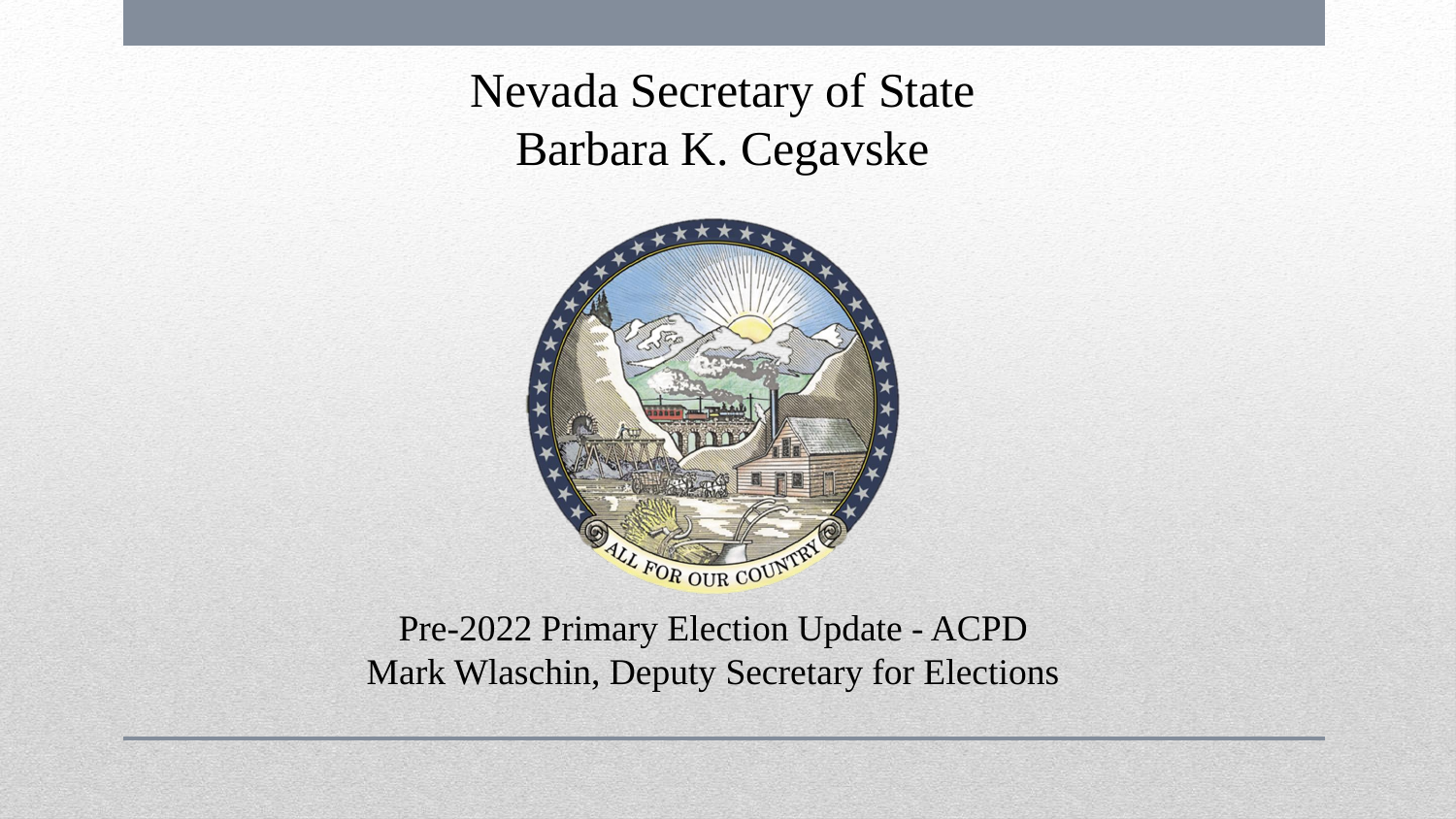# Nevada Secretary of State
# Barbara K. Cegavske

Pre-2022 Primary Election Update - ACPD

Mark Wlaschin, Deputy Secretary for Elections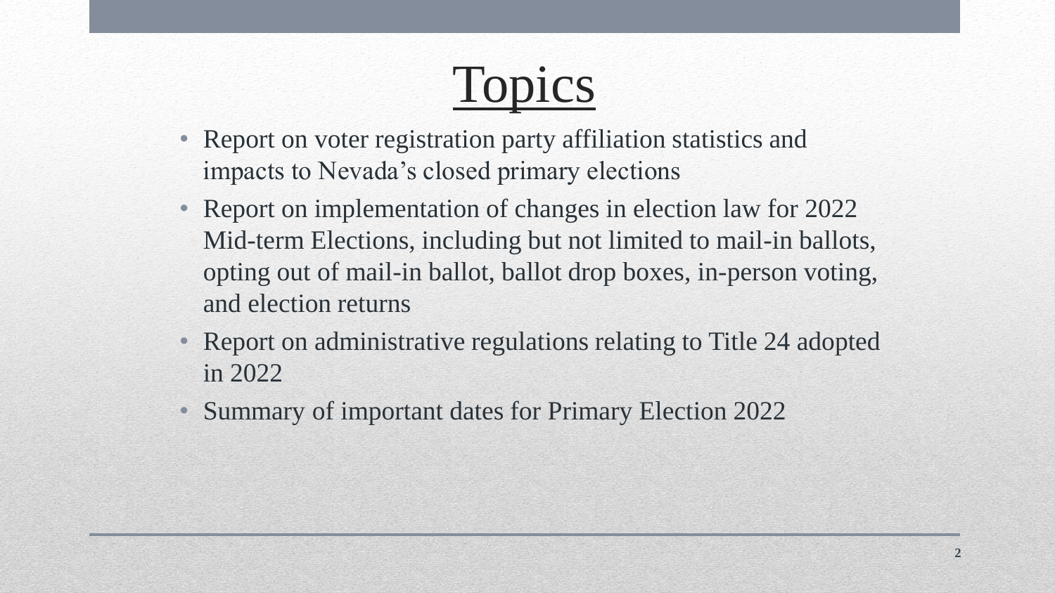# Topics

- Report on voter registration party affiliation statistics and impacts to Nevada's closed primary elections
- Report on implementation of changes in election law for 2022 Mid-term Elections, including but not limited to mail-in ballots, opting out of mail-in ballot, ballot drop boxes, in-person voting, and election returns
- Report on administrative regulations relating to Title 24 adopted in 2022
- Summary of important dates for Primary Election 2022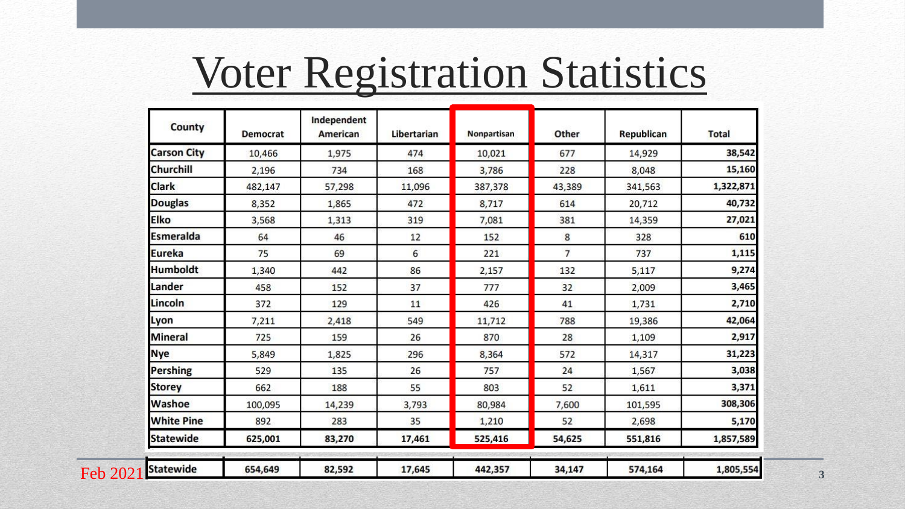# Voter Registration Statistics

| County | Democrat | Independent American | Libertarian | Nonpartisan | Other | Republican | Total |
|---|---|---|---|---|---|---|---|
| Carson City | 10,466 | 1,975 | 474 | 10,021 | 677 | 14,929 | 38,542 |
| Churchill | 2,196 | 734 | 168 | 3,786 | 228 | 8,048 | 15,160 |
| Clark | 482,147 | 57,298 | 11,096 | 387,378 | 43,389 | 341,563 | 1,322,871 |
| Douglas | 8,352 | 1,865 | 472 | 8,717 | 614 | 20,712 | 40,732 |
| Elko | 3,568 | 1,313 | 319 | 7,081 | 381 | 14,359 | 27,021 |
| Esmeralda | 64 | 46 | 12 | 152 | 8 | 328 | 610 |
| Eureka | 75 | 69 | 6 | 221 | 7 | 737 | 1,115 |
| Humboldt | 1,340 | 442 | 86 | 2,157 | 132 | 5,117 | 9,274 |
| Lander | 458 | 152 | 37 | 777 | 32 | 2,009 | 3,465 |
| Lincoln | 372 | 129 | 11 | 426 | 41 | 1,731 | 2,710 |
| Lyon | 7,211 | 2,418 | 549 | 11,712 | 788 | 19,386 | 42,064 |
| Mineral | 725 | 159 | 26 | 870 | 28 | 1,109 | 2,917 |
| Nye | 5,849 | 1,825 | 296 | 8,364 | 572 | 14,317 | 31,223 |
| Pershing | 529 | 135 | 26 | 757 | 24 | 1,567 | 3,038 |
| Storey | 662 | 188 | 55 | 803 | 52 | 1,611 | 3,371 |
| Washoe | 100,095 | 14,239 | 3,793 | 80,984 | 7,600 | 101,595 | 308,306 |
| White Pine | 892 | 283 | 35 | 1,210 | 52 | 2,698 | 5,170 |
| Statewide | 625,001 | 83,270 | 17,461 | 525,416 | 54,625 | 551,816 | 1,857,589 |
| Feb 2021 Statewide | 654,649 | 82,592 | 17,645 | 442,357 | 34,147 | 574,164 | 1,805,554 |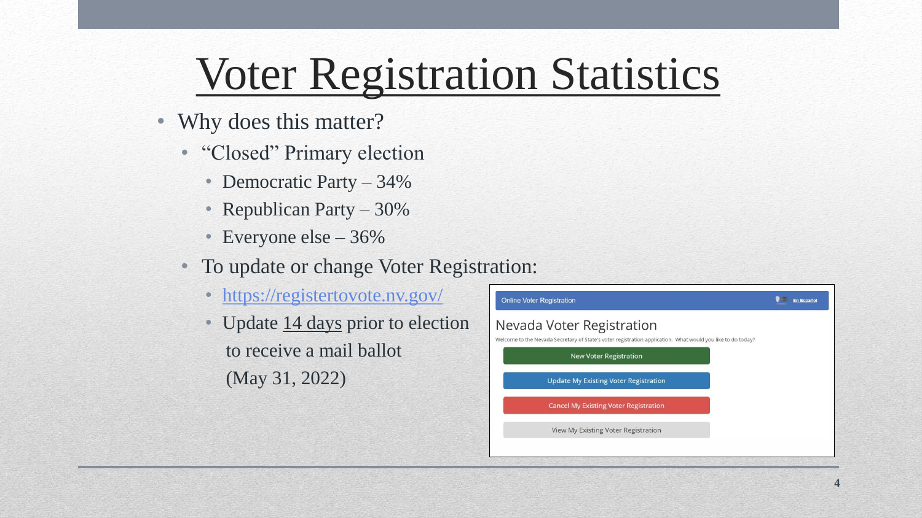# Voter Registration Statistics

- Why does this matter?
  - "Closed" Primary election
    - Democratic Party – 34%
    - Republican Party – 30%
    - Everyone else – 36%
  - To update or change Voter Registration:
    - https://registertovote.nv.gov/
    - Update 14 days prior to election to receive a mail ballot (May 31, 2022)

Online Voter Registration

En Español

Nevada Voter Registration

Welcome to the Nevada Secretary of State's voter registration application. What would you like to do today?

New Voter Registration

Update My Existing Voter Registration

Cancel My Existing Voter Registration

View My Existing Voter Registration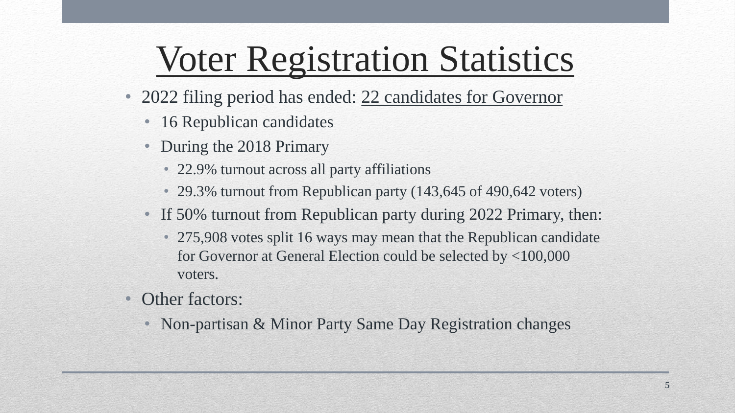# Voter Registration Statistics

- 2022 filing period has ended: 22 candidates for Governor
  - 16 Republican candidates
  - During the 2018 Primary
    - 22.9% turnout across all party affiliations
    - 29.3% turnout from Republican party (143,645 of 490,642 voters)
  - If 50% turnout from Republican party during 2022 Primary, then:
    - 275,908 votes split 16 ways may mean that the Republican candidate for Governor at General Election could be selected by <100,000 voters.
- Other factors:
  - Non-partisan & Minor Party Same Day Registration changes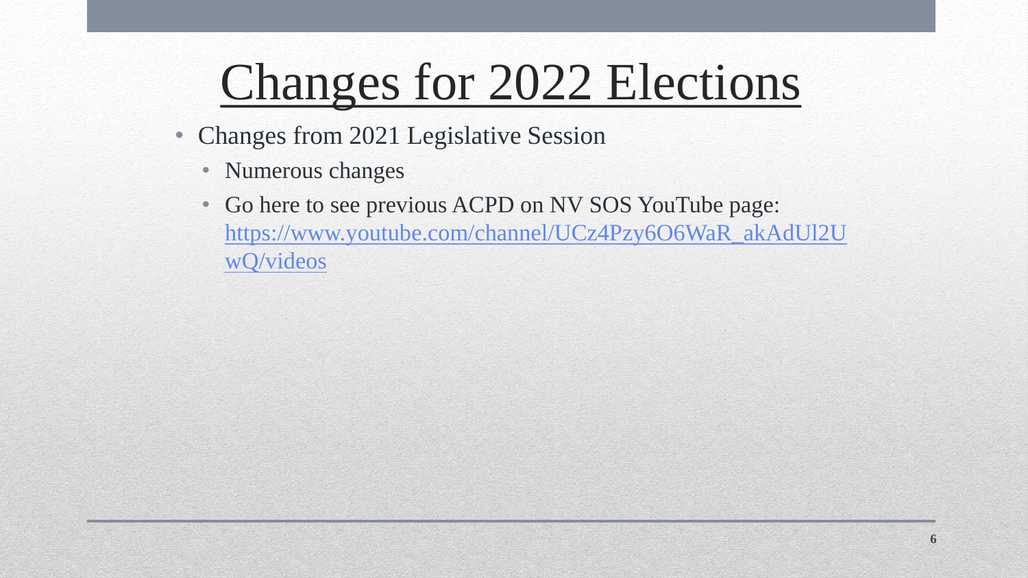# Changes for 2022 Elections

- Changes from 2021 Legislative Session
  - Numerous changes
  - Go here to see previous ACPD on NV SOS YouTube page: https://www.youtube.com/channel/UCz4Pzy6O6WaR_akAdUl2UwQ/videos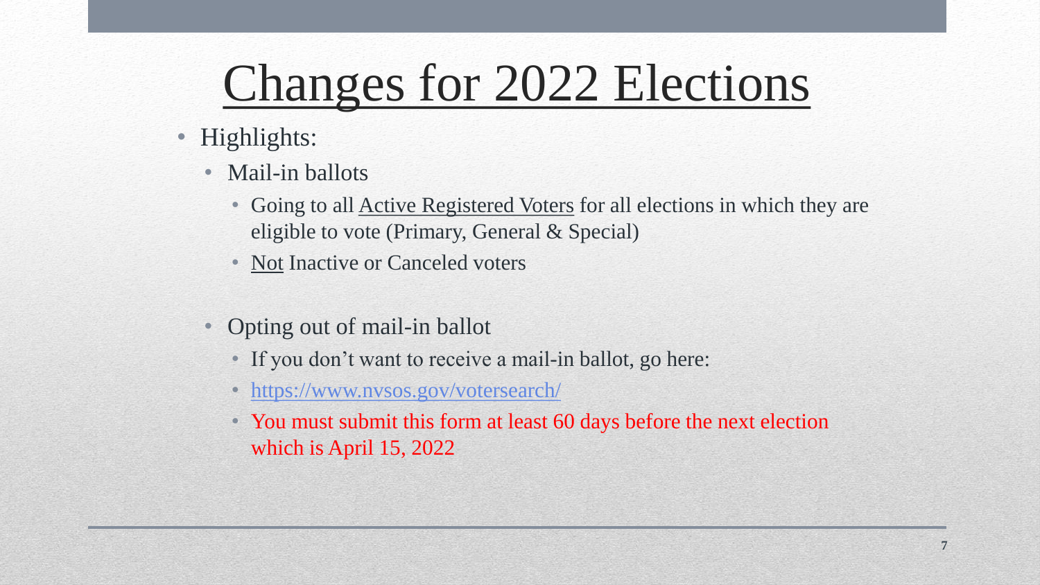# Changes for 2022 Elections

- Highlights:
  - Mail-in ballots
    - Going to all Active Registered Voters for all elections in which they are eligible to vote (Primary, General & Special)
    - Not Inactive or Canceled voters
  - Opting out of mail-in ballot
    - If you don't want to receive a mail-in ballot, go here:
    - https://www.nvsos.gov/votersearch/
    - You must submit this form at least 60 days before the next election which is April 15, 2022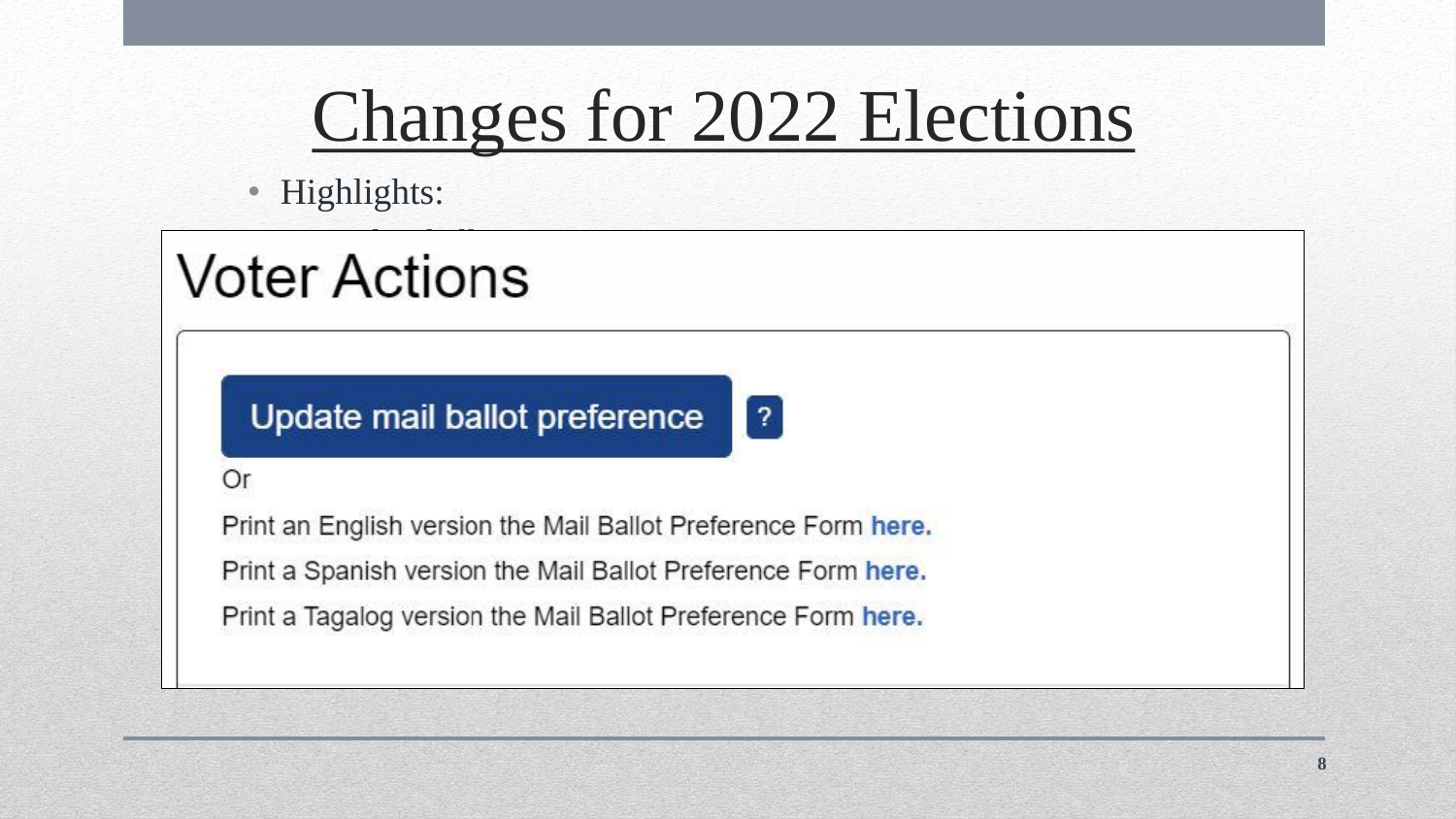# Changes for 2022 Elections

- Highlights:

## Voter Actions

Update mail ballot preference ?

Or

Print an English version the Mail Ballot Preference Form **here.**

Print a Spanish version the Mail Ballot Preference Form **here.**

Print a Tagalog version the Mail Ballot Preference Form **here.**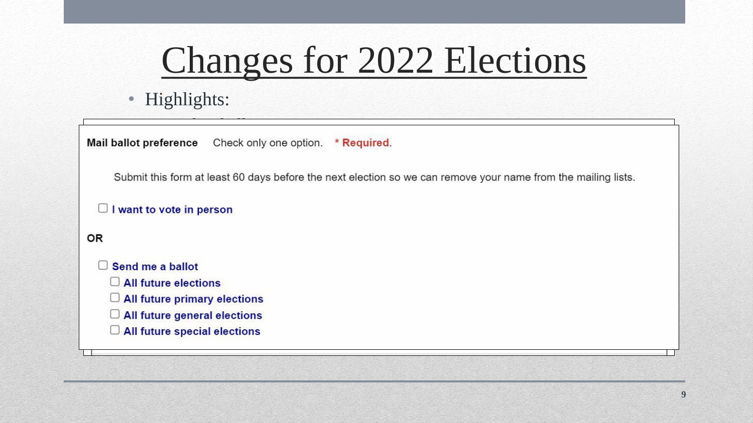# Changes for 2022 Elections

- Highlights:

**Mail ballot preference** Check only one option. * **Required**.

Submit this form at least 60 days before the next election so we can remove your name from the mailing lists.

☐ **I want to vote in person**

**OR**

☐ **Send me a ballot**

- ☐ **All future elections**
- ☐ **All future primary elections**
- ☐ **All future general elections**
- ☐ **All future special elections**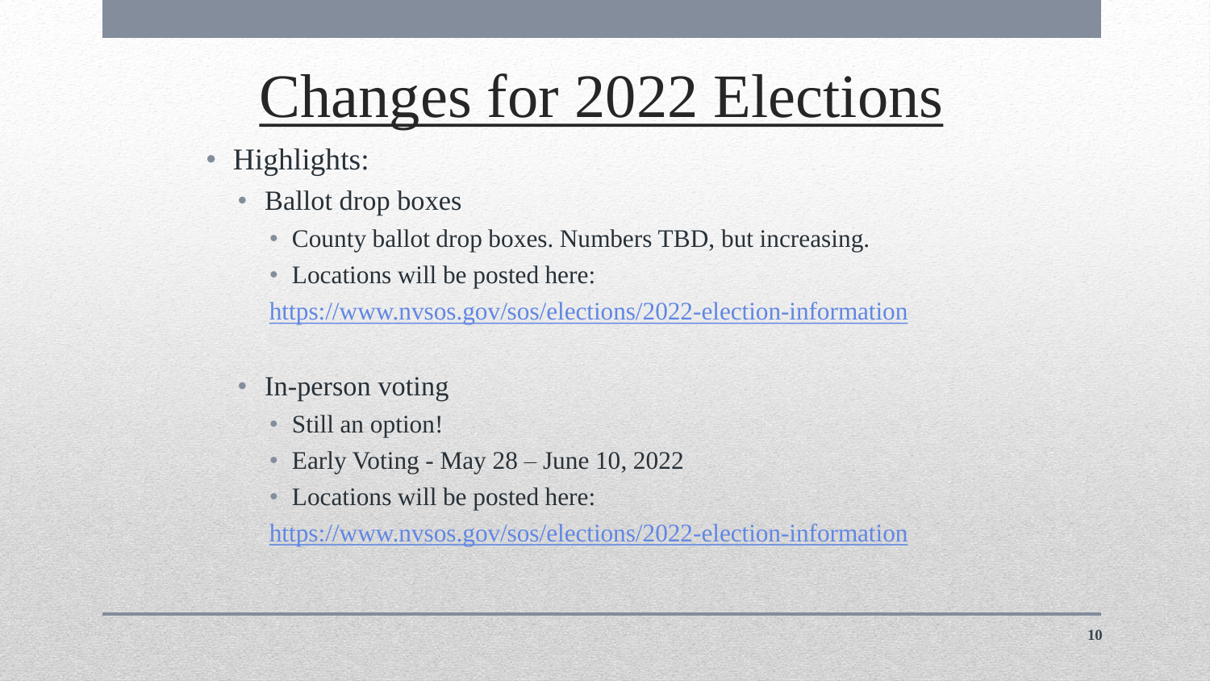# Changes for 2022 Elections

- Highlights:
  - Ballot drop boxes
    - County ballot drop boxes. Numbers TBD, but increasing.
    - Locations will be posted here:

      https://www.nvsos.gov/sos/elections/2022-election-information

  - In-person voting
    - Still an option!
    - Early Voting - May 28 – June 10, 2022
    - Locations will be posted here:

      https://www.nvsos.gov/sos/elections/2022-election-information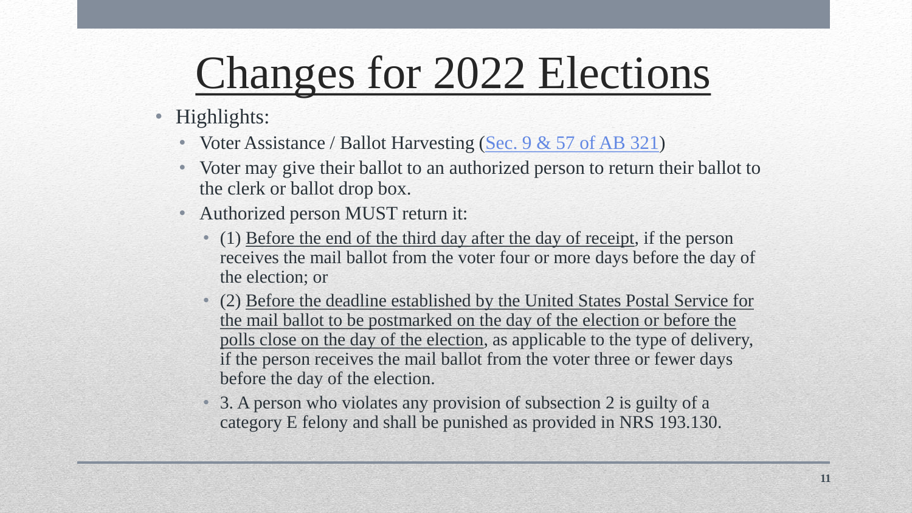# Changes for 2022 Elections

- Highlights:
  - Voter Assistance / Ballot Harvesting ([Sec. 9 & 57 of AB 321]())
  - Voter may give their ballot to an authorized person to return their ballot to the clerk or ballot drop box.
  - Authorized person MUST return it:
    - (1) <u>Before the end of the third day after the day of receipt</u>, if the person receives the mail ballot from the voter four or more days before the day of the election; or
    - (2) <u>Before the deadline established by the United States Postal Service for the mail ballot to be postmarked on the day of the election or before the polls close on the day of the election</u>, as applicable to the type of delivery, if the person receives the mail ballot from the voter three or fewer days before the day of the election.
    - 3. A person who violates any provision of subsection 2 is guilty of a category E felony and shall be punished as provided in NRS 193.130.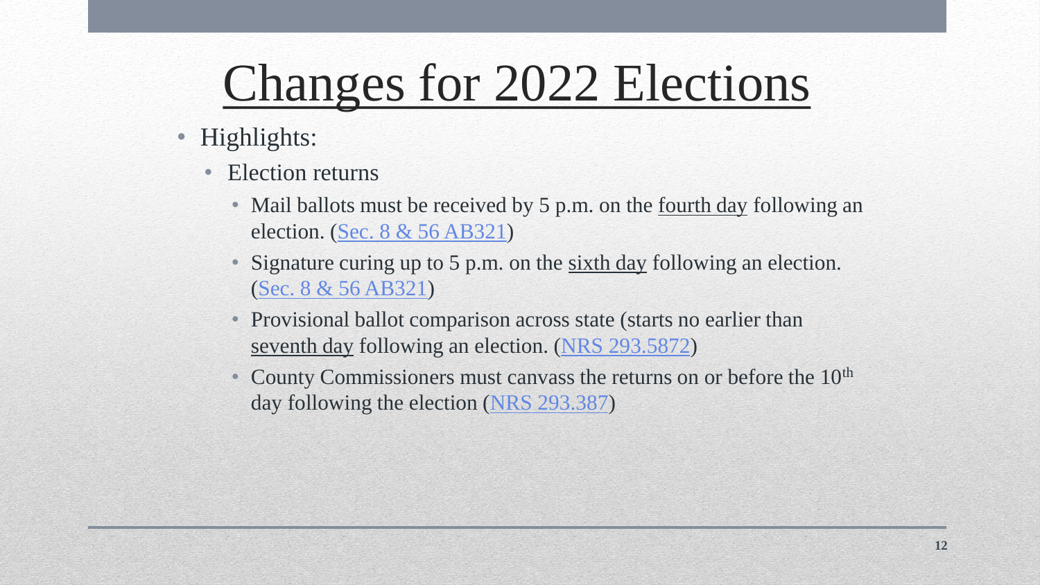# Changes for 2022 Elections

- Highlights:
  - Election returns
    - Mail ballots must be received by 5 p.m. on the fourth day following an election. (Sec. 8 & 56 AB321)
    - Signature curing up to 5 p.m. on the sixth day following an election. (Sec. 8 & 56 AB321)
    - Provisional ballot comparison across state (starts no earlier than seventh day following an election. (NRS 293.5872)
    - County Commissioners must canvass the returns on or before the 10th day following the election (NRS 293.387)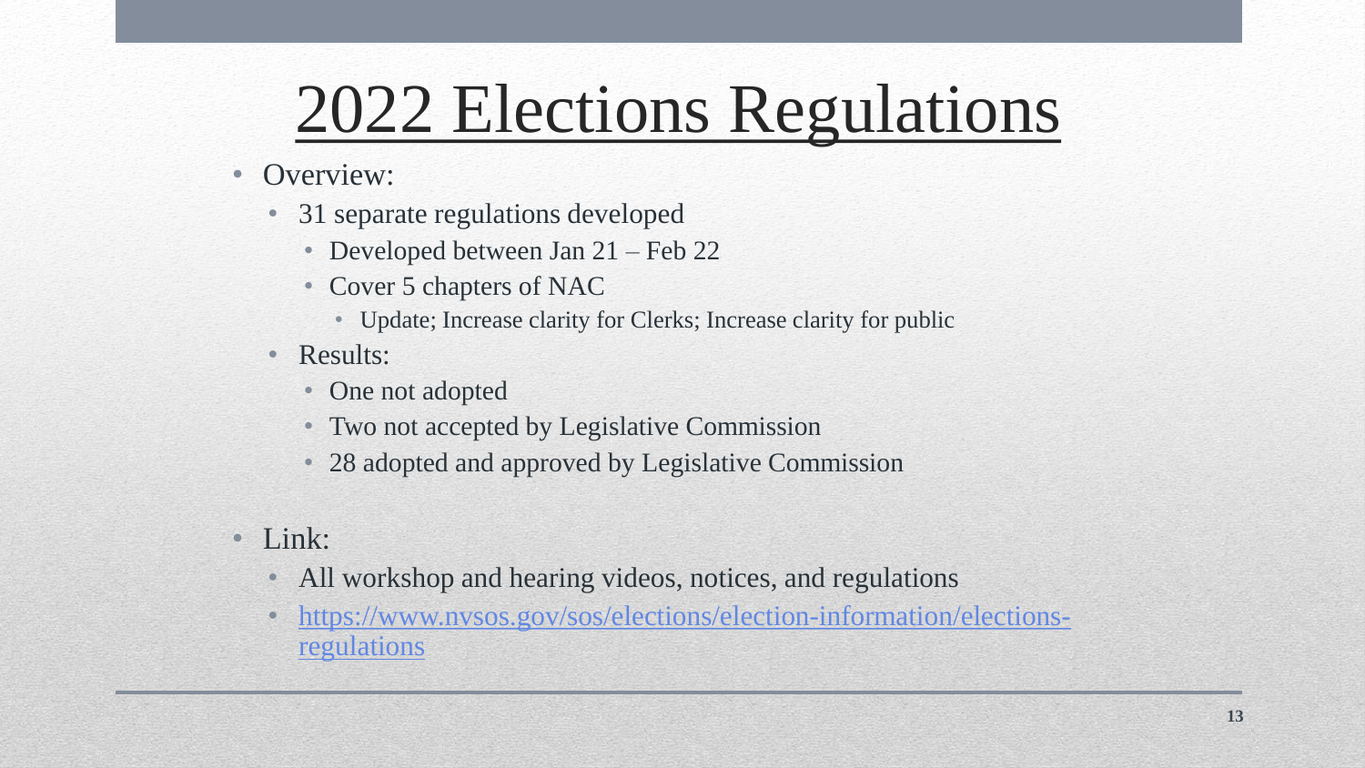# 2022 Elections Regulations

- Overview:
  - 31 separate regulations developed
    - Developed between Jan 21 – Feb 22
    - Cover 5 chapters of NAC
      - Update; Increase clarity for Clerks; Increase clarity for public
  - Results:
    - One not adopted
    - Two not accepted by Legislative Commission
    - 28 adopted and approved by Legislative Commission
- Link:
  - All workshop and hearing videos, notices, and regulations
  - https://www.nvsos.gov/sos/elections/election-information/elections-regulations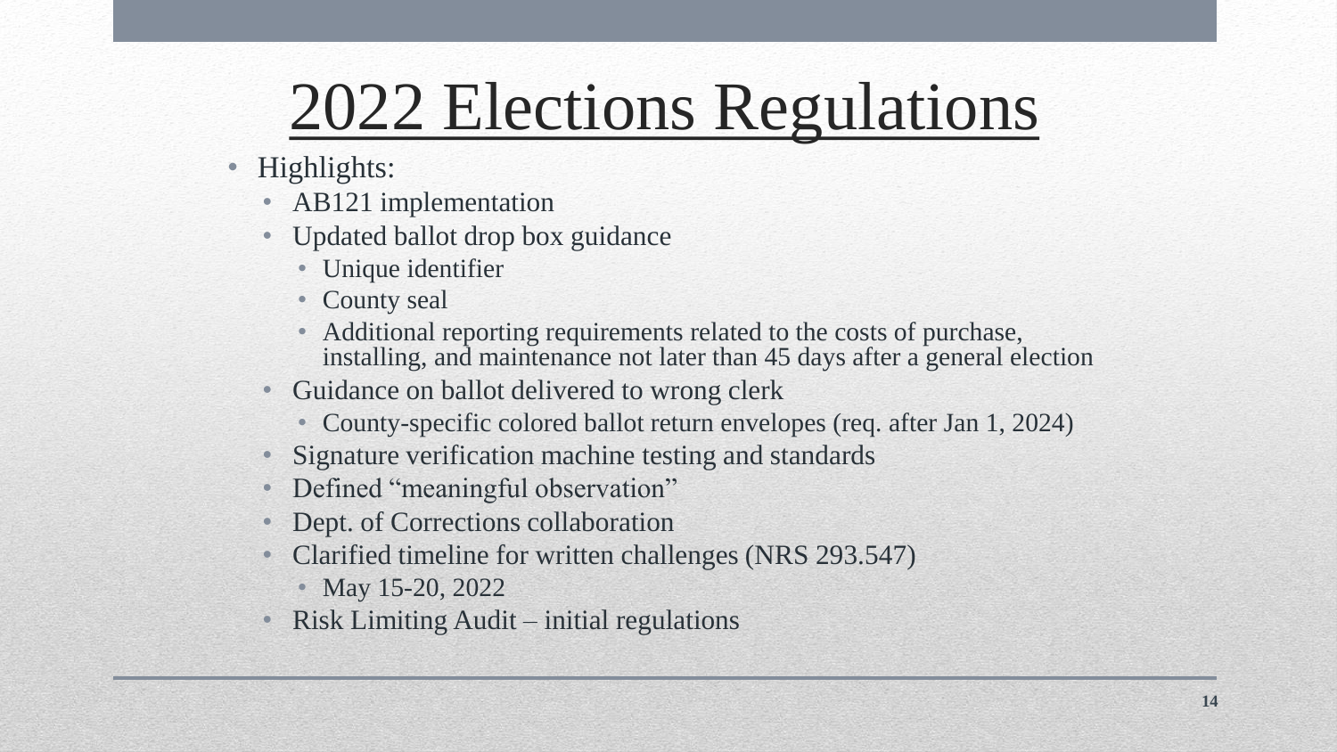# 2022 Elections Regulations

- Highlights:
  - AB121 implementation
  - Updated ballot drop box guidance
    - Unique identifier
    - County seal
    - Additional reporting requirements related to the costs of purchase, installing, and maintenance not later than 45 days after a general election
  - Guidance on ballot delivered to wrong clerk
    - County-specific colored ballot return envelopes (req. after Jan 1, 2024)
  - Signature verification machine testing and standards
  - Defined "meaningful observation"
  - Dept. of Corrections collaboration
  - Clarified timeline for written challenges (NRS 293.547)
    - May 15-20, 2022
  - Risk Limiting Audit – initial regulations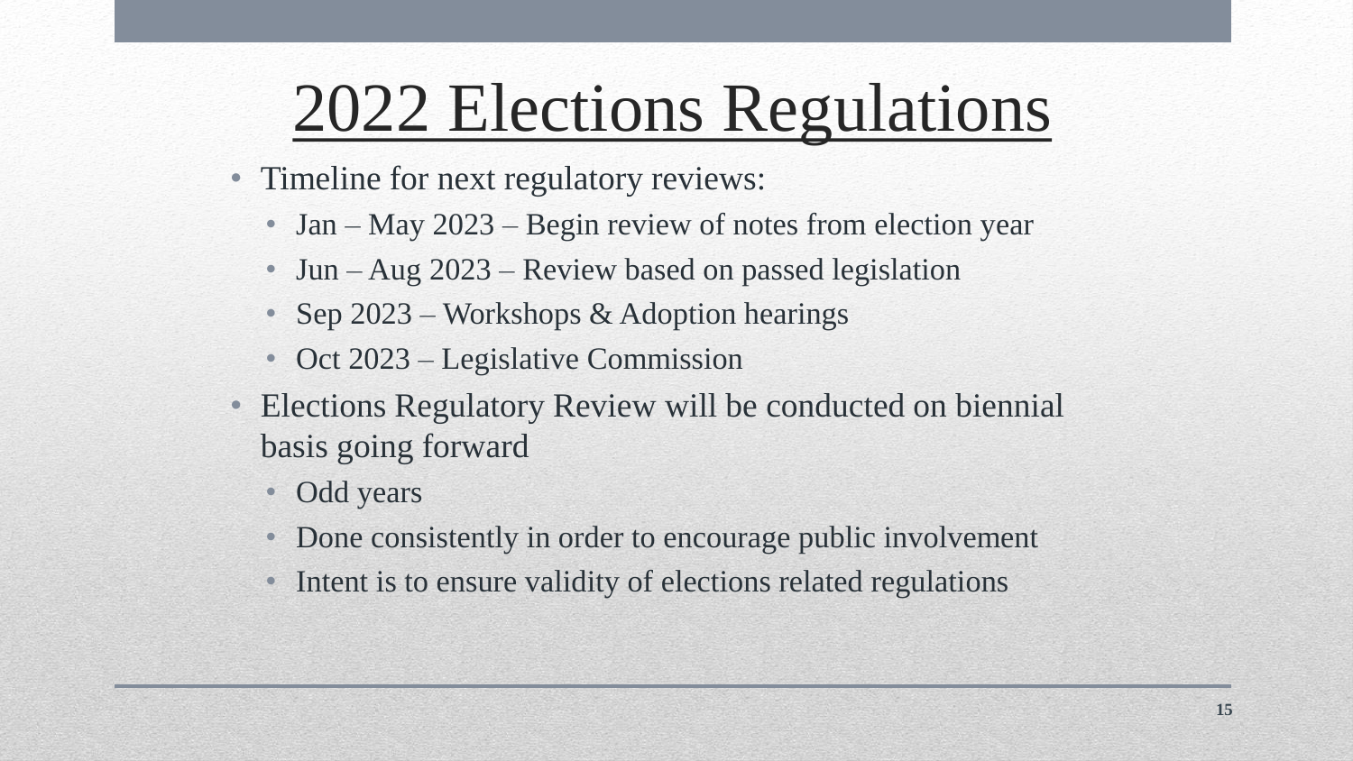# 2022 Elections Regulations

- Timeline for next regulatory reviews:
  - Jan – May 2023 – Begin review of notes from election year
  - Jun – Aug 2023 – Review based on passed legislation
  - Sep 2023 – Workshops & Adoption hearings
  - Oct 2023 – Legislative Commission
- Elections Regulatory Review will be conducted on biennial basis going forward
  - Odd years
  - Done consistently in order to encourage public involvement
  - Intent is to ensure validity of elections related regulations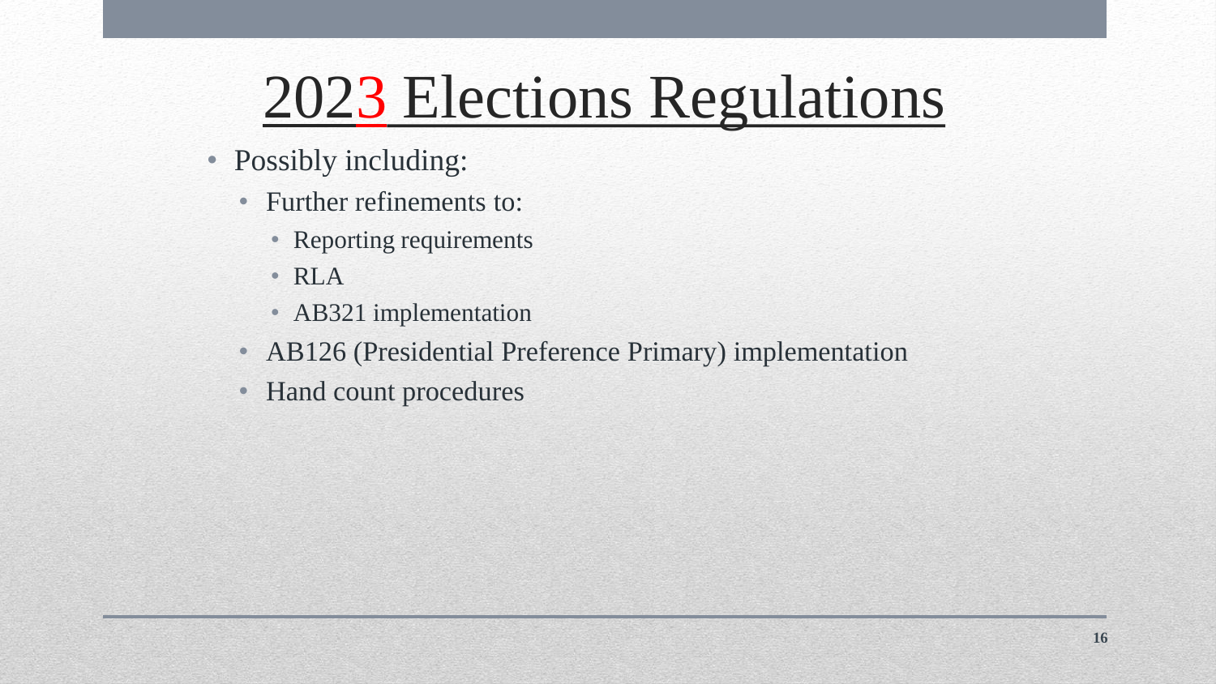# 2023 Elections Regulations

- Possibly including:
  - Further refinements to:
    - Reporting requirements
    - RLA
    - AB321 implementation
  - AB126 (Presidential Preference Primary) implementation
  - Hand count procedures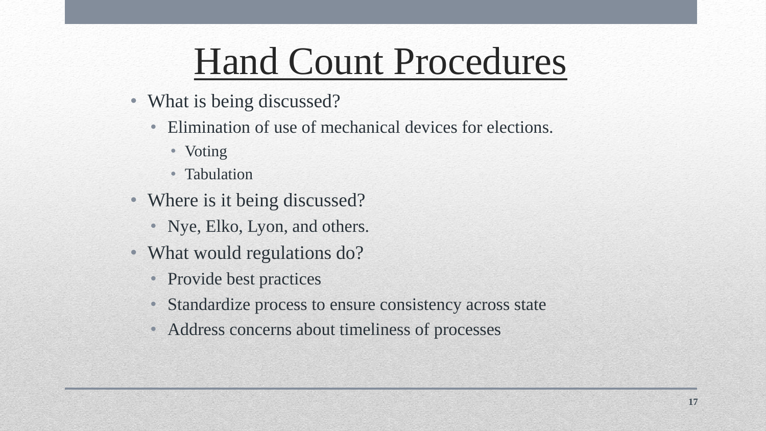# Hand Count Procedures

- What is being discussed?
  - Elimination of use of mechanical devices for elections.
    - Voting
    - Tabulation
- Where is it being discussed?
  - Nye, Elko, Lyon, and others.
- What would regulations do?
  - Provide best practices
  - Standardize process to ensure consistency across state
  - Address concerns about timeliness of processes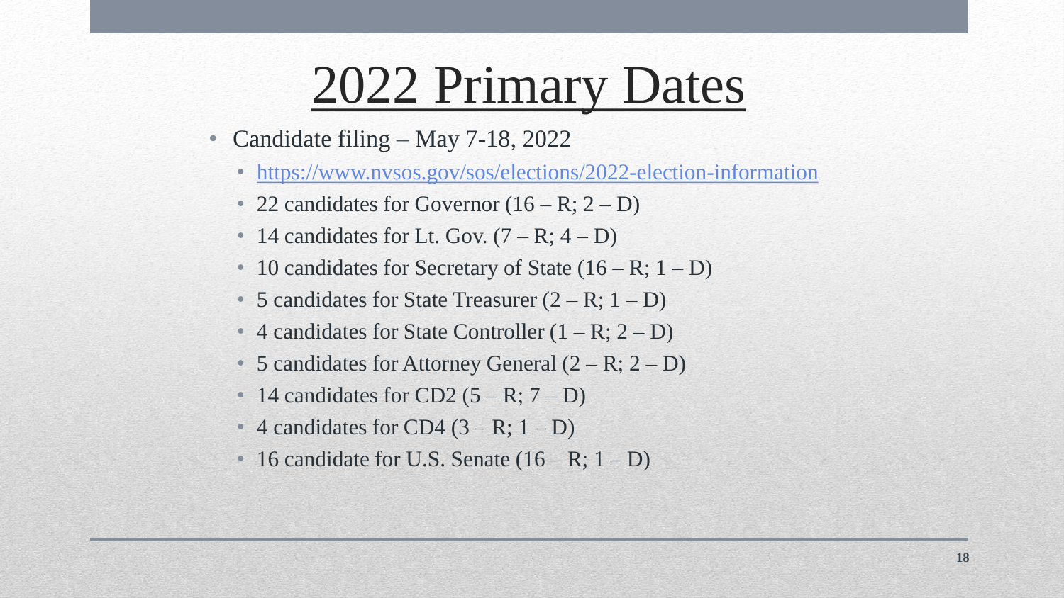# 2022 Primary Dates

- Candidate filing – May 7-18, 2022
  - https://www.nvsos.gov/sos/elections/2022-election-information
  - 22 candidates for Governor (16 – R; 2 – D)
  - 14 candidates for Lt. Gov. (7 – R; 4 – D)
  - 10 candidates for Secretary of State (16 – R; 1 – D)
  - 5 candidates for State Treasurer (2 – R; 1 – D)
  - 4 candidates for State Controller (1 – R; 2 – D)
  - 5 candidates for Attorney General (2 – R; 2 – D)
  - 14 candidates for CD2 (5 – R; 7 – D)
  - 4 candidates for CD4 (3 – R; 1 – D)
  - 16 candidate for U.S. Senate (16 – R; 1 – D)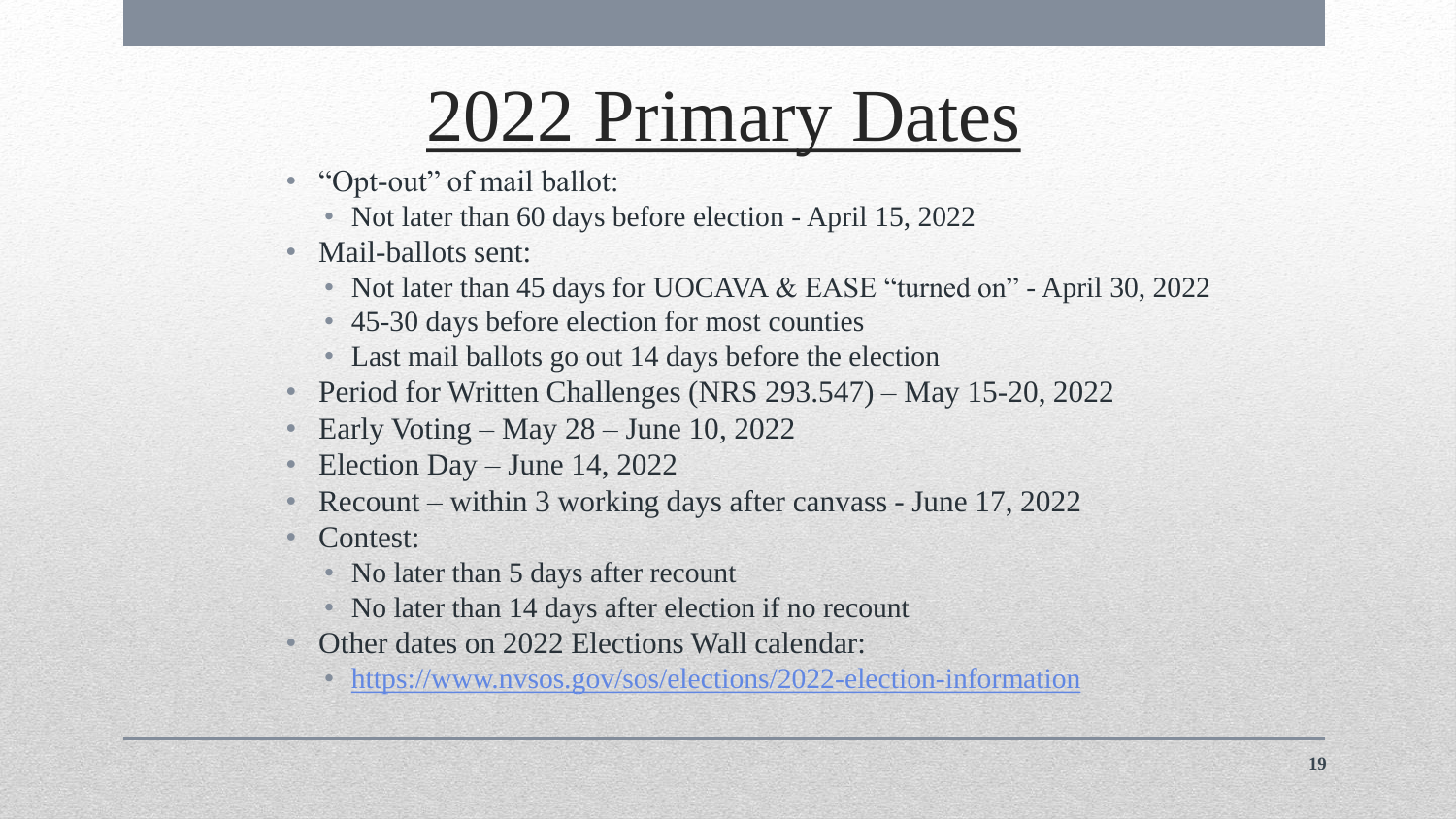# 2022 Primary Dates

- "Opt-out" of mail ballot:
  - Not later than 60 days before election - April 15, 2022
- Mail-ballots sent:
  - Not later than 45 days for UOCAVA & EASE "turned on" - April 30, 2022
  - 45-30 days before election for most counties
  - Last mail ballots go out 14 days before the election
- Period for Written Challenges (NRS 293.547) – May 15-20, 2022
- Early Voting – May 28 – June 10, 2022
- Election Day – June 14, 2022
- Recount – within 3 working days after canvass - June 17, 2022
- Contest:
  - No later than 5 days after recount
  - No later than 14 days after election if no recount
- Other dates on 2022 Elections Wall calendar:
  - https://www.nvsos.gov/sos/elections/2022-election-information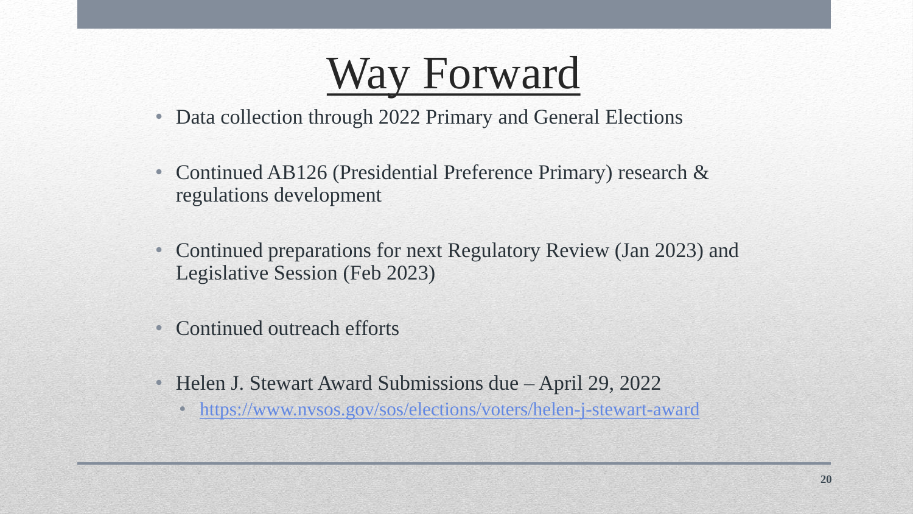# Way Forward

- Data collection through 2022 Primary and General Elections
- Continued AB126 (Presidential Preference Primary) research & regulations development
- Continued preparations for next Regulatory Review (Jan 2023) and Legislative Session (Feb 2023)
- Continued outreach efforts
- Helen J. Stewart Award Submissions due – April 29, 2022
  - https://www.nvsos.gov/sos/elections/voters/helen-j-stewart-award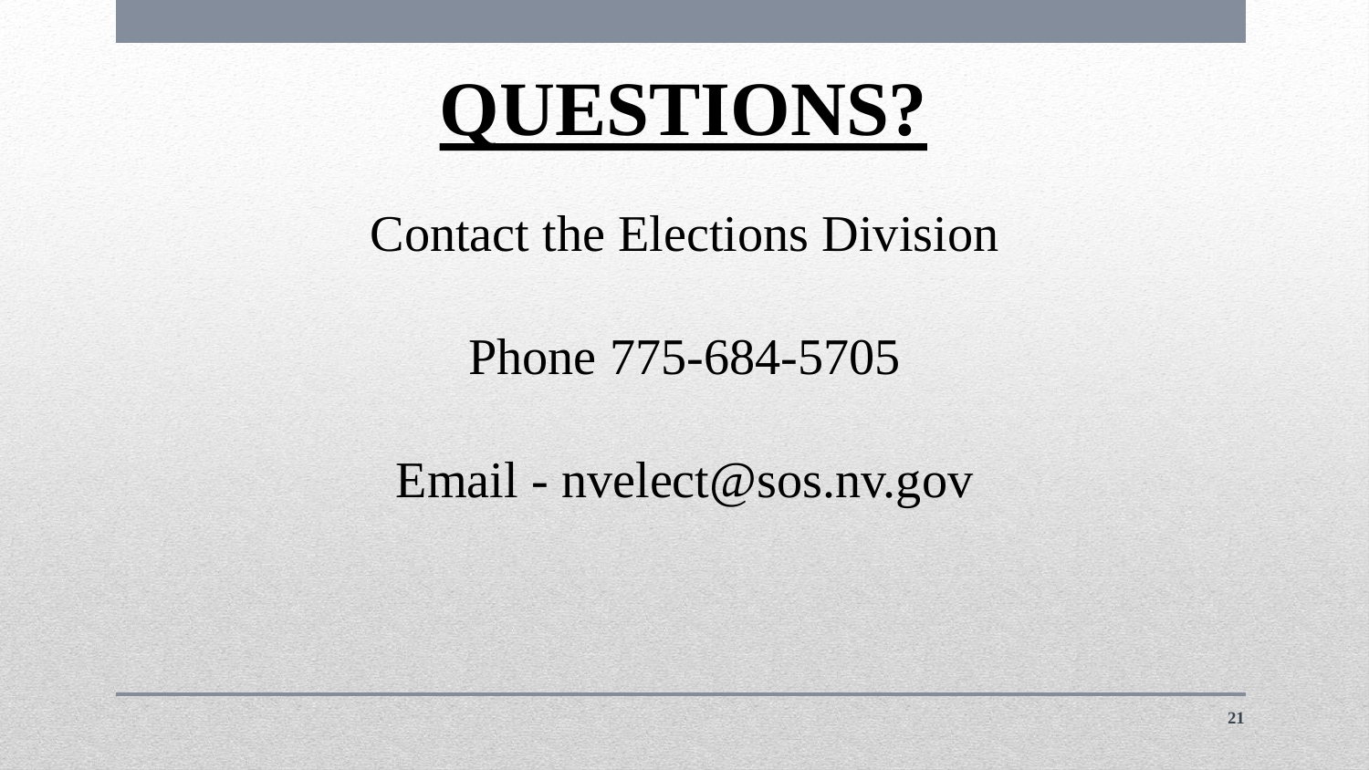# QUESTIONS?

Contact the Elections Division

Phone 775-684-5705

Email - nvelect@sos.nv.gov